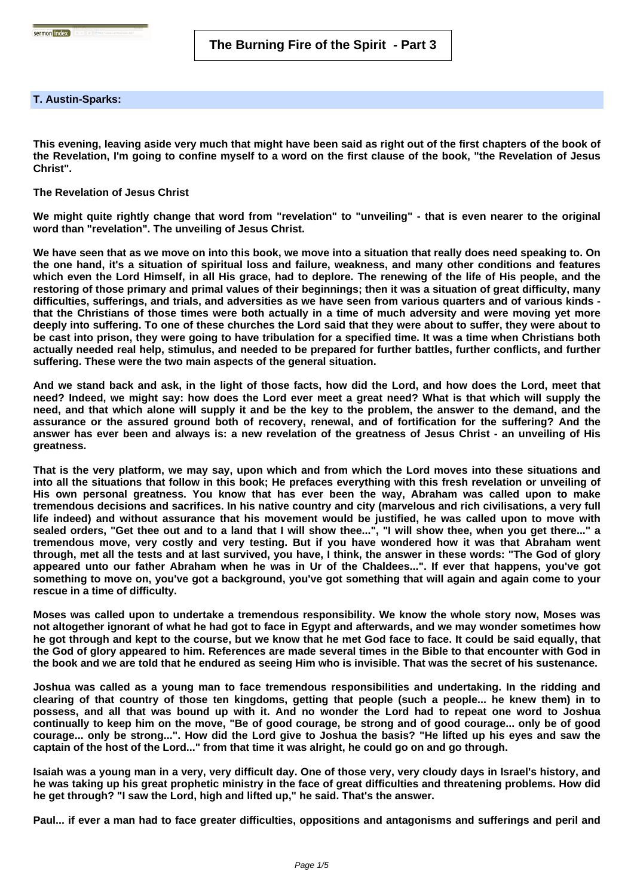# The Burning Fire of the Spirit - Part 3

**T. Austin-Sparks:**

**This evening, leaving aside very much that might have been said as right out of the first chapters of the book of the Revelation, I'm going to confine myself to a word on the first clause of the book, "the Revelation of Jesus Christ".**

**The Revelation of Jesus Christ**

**We might quite rightly change that word from "revelation" to "unveiling" - that is even nearer to the original word than "revelation". The unveiling of Jesus Christ.**

**We have seen that as we move on into this book, we move into a situation that really does need speaking to. On the one hand, it's a situation of spiritual loss and failure, weakness, and many other conditions and features which even the Lord Himself, in all His grace, had to deplore. The renewing of the life of His people, and the restoring of those primary and primal values of their beginnings; then it was a situation of great difficulty, many difficulties, sufferings, and trials, and adversities as we have seen from various quarters and of various kinds - that the Christians of those times were both actually in a time of much adversity and were moving yet more deeply into suffering. To one of these churches the Lord said that they were about to suffer, they were about to be cast into prison, they were going to have tribulation for a specified time. It was a time when Christians both actually needed real help, stimulus, and needed to be prepared for further battles, further conflicts, and further suffering. These were the two main aspects of the general situation.**

**And we stand back and ask, in the light of those facts, how did the Lord, and how does the Lord, meet that need? Indeed, we might say: how does the Lord ever meet a great need? What is that which will supply the need, and that which alone will supply it and be the key to the problem, the answer to the demand, and the assurance or the assured ground both of recovery, renewal, and of fortification for the suffering? And the answer has ever been and always is: a new revelation of the greatness of Jesus Christ - an unveiling of His greatness.**

**That is the very platform, we may say, upon which and from which the Lord moves into these situations and into all the situations that follow in this book; He prefaces everything with this fresh revelation or unveiling of His own personal greatness. You know that has ever been the way, Abraham was called upon to make tremendous decisions and sacrifices. In his native country and city (marvelous and rich civilisations, a very full life indeed) and without assurance that his movement would be justified, he was called upon to move with sealed orders, "Get thee out and to a land that I will show thee...", "I will show thee, when you get there..." a tremendous move, very costly and very testing. But if you have wondered how it was that Abraham went through, met all the tests and at last survived, you have, I think, the answer in these words: "The God of glory appeared unto our father Abraham when he was in Ur of the Chaldees...". If ever that happens, you've got something to move on, you've got a background, you've got something that will again and again come to your rescue in a time of difficulty.**

**Moses was called upon to undertake a tremendous responsibility. We know the whole story now, Moses was not altogether ignorant of what he had got to face in Egypt and afterwards, and we may wonder sometimes how he got through and kept to the course, but we know that he met God face to face. It could be said equally, that the God of glory appeared to him. References are made several times in the Bible to that encounter with God in the book and we are told that he endured as seeing Him who is invisible. That was the secret of his sustenance.**

**Joshua was called as a young man to face tremendous responsibilities and undertaking. In the ridding and clearing of that country of those ten kingdoms, getting that people (such a people... he knew them) in to possess, and all that was bound up with it. And no wonder the Lord had to repeat one word to Joshua continually to keep him on the move, "Be of good courage, be strong and of good courage... only be of good courage... only be strong...". How did the Lord give to Joshua the basis? "He lifted up his eyes and saw the captain of the host of the Lord..." from that time it was alright, he could go on and go through.**

**Isaiah was a young man in a very, very difficult day. One of those very, very cloudy days in Israel's history, and he was taking up his great prophetic ministry in the face of great difficulties and threatening problems. How did he get through? "I saw the Lord, high and lifted up," he said. That's the answer.**

**Paul... if ever a man had to face greater difficulties, oppositions and antagonisms and sufferings and peril and**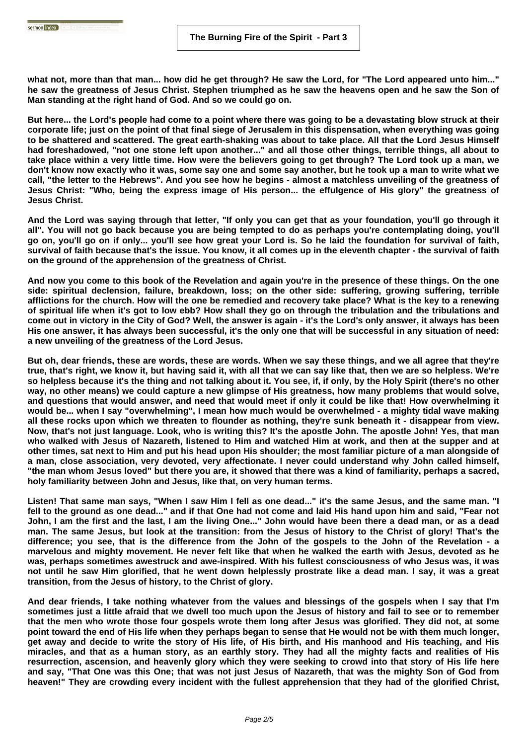what not, more than that man... how did he get through? He saw the Lord, for "The Lord appeared unto him..." he saw the greatness of Jesus Christ. Stephen triumphed as he saw the heavens open and he saw the Son of Man standing at the right hand of God. And so we could go on.

But here... the Lord's people had come to a point where there was going to be a devastating blow struck at their corporate life; just on the point of that final siege of Jerusalem in this dispensation, when everything was going to be shattered and scattered. The great earth-shaking was about to take place. All that the Lord Jesus Himself had foreshadowed, "not one stone left upon another..." and all those other things, terrible things, all about to take place within a very little time. How were the believers going to get through? The Lord took up a man, we don't know now exactly who it was, some say one and some say another, but he took up a man to write what we call, "the letter to the Hebrews". And you see how he begins - almost a matchless unveiling of the greatness of Jesus Christ: "Who, being the express image of His person... the effulgence of His glory" the greatness of Jesus Christ.

And the Lord was saying through that letter, "If only you can get that as your foundation, you'll go through it all". You will not go back because you are being tempted to do as perhaps you're contemplating doing, you'll go on, you'll go on if only... you'll see how great your Lord is. So he laid the foundation for survival of faith, survival of faith because that's the issue. You know, it all comes up in the eleventh chapter - the survival of faith on the ground of the apprehension of the greatness of Christ.

And now you come to this book of the Revelation and again you're in the presence of these things. On the one side: spiritual declension, failure, breakdown, loss; on the other side: suffering, growing suffering, terrible afflictions for the church. How will the one be remedied and recovery take place? What is the key to a renewing of spiritual life when it's got to low ebb? How shall they go on through the tribulation and the tribulations and come out in victory in the City of God? Well, the answer is again - it's the Lord's only answer, it always has been His one answer, it has always been successful, it's the only one that will be successful in any situation of need: a new unveiling of the greatness of the Lord Jesus.

But oh, dear friends, these are words, these are words. When we say these things, and we all agree that they're true, that's right, we know it, but having said it, with all that we can say like that, then we are so helpless. We're so helpless because it's the thing and not talking about it. You see, if, if only, by the Holy Spirit (there's no other way, no other means) we could capture a new glimpse of His greatness, how many problems that would solve, and questions that would answer, and need that would meet if only it could be like that! How overwhelming it would be... when I say "overwhelming", I mean how much would be overwhelmed - a mighty tidal wave making all these rocks upon which we threaten to flounder as nothing, they're sunk beneath it - disappear from view. Now, that's not just language. Look, who is writing this? It's the apostle John. The apostle John! Yes, that man who walked with Jesus of Nazareth, listened to Him and watched Him at work, and then at the supper and at other times, sat next to Him and put his head upon His shoulder; the most familiar picture of a man alongside of a man, close association, very devoted, very affectionate. I never could understand why John called himself, "the man whom Jesus loved" but there you are, it showed that there was a kind of familiarity, perhaps a sacred, holy familiarity between John and Jesus, like that, on very human terms.

Listen! That same man says, "When I saw Him I fell as one dead..." it's the same Jesus, and the same man. "I fell to the ground as one dead..." and if that One had not come and laid His hand upon him and said, "Fear not John, I am the first and the last, I am the living One..." John would have been there a dead man, or as a dead man. The same Jesus, but look at the transition: from the Jesus of history to the Christ of glory! That's the difference; you see, that is the difference from the John of the gospels to the John of the Revelation - a marvelous and mighty movement. He never felt like that when he walked the earth with Jesus, devoted as he was, perhaps sometimes awestruck and awe-inspired. With his fullest consciousness of who Jesus was, it was not until he saw Him glorified, that he went down helplessly prostrate like a dead man. I say, it was a great transition, from the Jesus of history, to the Christ of glory.

And dear friends, I take nothing whatever from the values and blessings of the gospels when I say that I'm sometimes just a little afraid that we dwell too much upon the Jesus of history and fail to see or to remember that the men who wrote those four gospels wrote them long after Jesus was glorified. They did not, at some point toward the end of His life when they perhaps began to sense that He would not be with them much longer, get away and decide to write the story of His life, of His birth, and His manhood and His teaching, and His miracles, and that as a human story, as an earthly story. They had all the mighty facts and realities of His resurrection, ascension, and heavenly glory which they were seeking to crowd into that story of His life here and say, "That One was this One; that was not just Jesus of Nazareth, that was the mighty Son of God from heaven!" They are crowding every incident with the fullest apprehension that they had of the glorified Christ,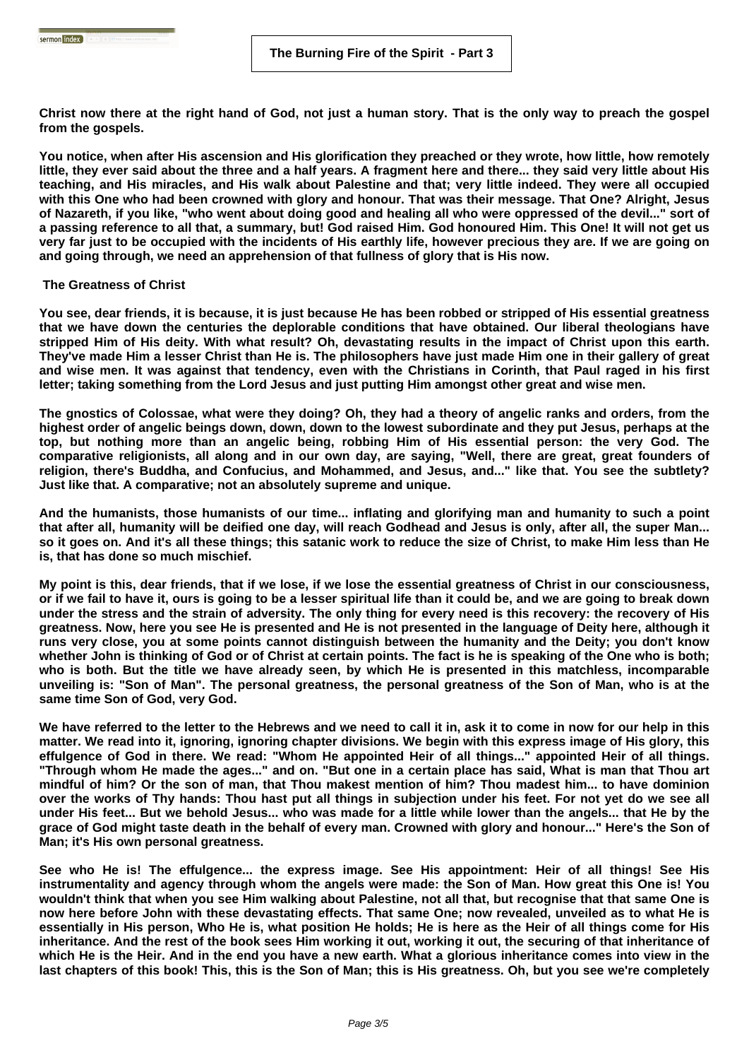**Christ now there at the right hand of God, not just a human story. That is the only way to preach the gospel from the gospels.**

**You notice, when after His ascension and His glorification they preached or they wrote, how little, how remotely little, they ever said about the three and a half years. A fragment here and there... they said very little about His teaching, and His miracles, and His walk about Palestine and that; very little indeed. They were all occupied with this One who had been crowned with glory and honour. That was their message. That One? Alright, Jesus of Nazareth, if you like, "who went about doing good and healing all who were oppressed of the devil..." sort of a passing reference to all that, a summary, but! God raised Him. God honoured Him. This One! It will not get us very far just to be occupied with the incidents of His earthly life, however precious they are. If we are going on and going through, we need an apprehension of that fullness of glory that is His now.**

## The Greatness of Christ

**You see, dear friends, it is because, it is just because He has been robbed or stripped of His essential greatness that we have down the centuries the deplorable conditions that have obtained. Our liberal theologians have stripped Him of His deity. With what result? Oh, devastating results in the impact of Christ upon this earth. They've made Him a lesser Christ than He is. The philosophers have just made Him one in their gallery of great and wise men. It was against that tendency, even with the Christians in Corinth, that Paul raged in his first letter; taking something from the Lord Jesus and just putting Him amongst other great and wise men.**

**The gnostics of Colossae, what were they doing? Oh, they had a theory of angelic ranks and orders, from the highest order of angelic beings down, down, down to the lowest subordinate and they put Jesus, perhaps at the top, but nothing more than an angelic being, robbing Him of His essential person: the very God. The comparative religionists, all along and in our own day, are saying, "Well, there are great, great founders of religion, there's Buddha, and Confucius, and Mohammed, and Jesus, and..." like that. You see the subtlety? Just like that. A comparative; not an absolutely supreme and unique.**

**And the humanists, those humanists of our time... inflating and glorifying man and humanity to such a point that after all, humanity will be deified one day, will reach Godhead and Jesus is only, after all, the super Man... so it goes on. And it's all these things; this satanic work to reduce the size of Christ, to make Him less than He is, that has done so much mischief.**

**My point is this, dear friends, that if we lose, if we lose the essential greatness of Christ in our consciousness, or if we fail to have it, ours is going to be a lesser spiritual life than it could be, and we are going to break down under the stress and the strain of adversity. The only thing for every need is this recovery: the recovery of His greatness. Now, here you see He is presented and He is not presented in the language of Deity here, although it runs very close, you at some points cannot distinguish between the humanity and the Deity; you don't know whether John is thinking of God or of Christ at certain points. The fact is he is speaking of the One who is both; who is both. But the title we have already seen, by which He is presented in this matchless, incomparable unveiling is: "Son of Man". The personal greatness, the personal greatness of the Son of Man, who is at the same time Son of God, very God.**

**We have referred to the letter to the Hebrews and we need to call it in, ask it to come in now for our help in this matter. We read into it, ignoring, ignoring chapter divisions. We begin with this express image of His glory, this effulgence of God in there. We read: "Whom He appointed Heir of all things..." appointed Heir of all things. "Through whom He made the ages..." and on. "But one in a certain place has said, What is man that Thou art mindful of him? Or the son of man, that Thou makest mention of him? Thou madest him... to have dominion over the works of Thy hands: Thou hast put all things in subjection under his feet. For not yet do we see all under His feet... But we behold Jesus... who was made for a little while lower than the angels... that He by the grace of God might taste death in the behalf of every man. Crowned with glory and honour..." Here's the Son of Man; it's His own personal greatness.**

**See who He is! The effulgence... the express image. See His appointment: Heir of all things! See His instrumentality and agency through whom the angels were made: the Son of Man. How great this One is! You wouldn't think that when you see Him walking about Palestine, not all that, but recognise that that same One is now here before John with these devastating effects. That same One; now revealed, unveiled as to what He is essentially in His person, Who He is, what position He holds; He is here as the Heir of all things come for His inheritance. And the rest of the book sees Him working it out, working it out, the securing of that inheritance of which He is the Heir. And in the end you have a new earth. What a glorious inheritance comes into view in the last chapters of this book! This, this is the Son of Man; this is His greatness. Oh, but you see we're completely**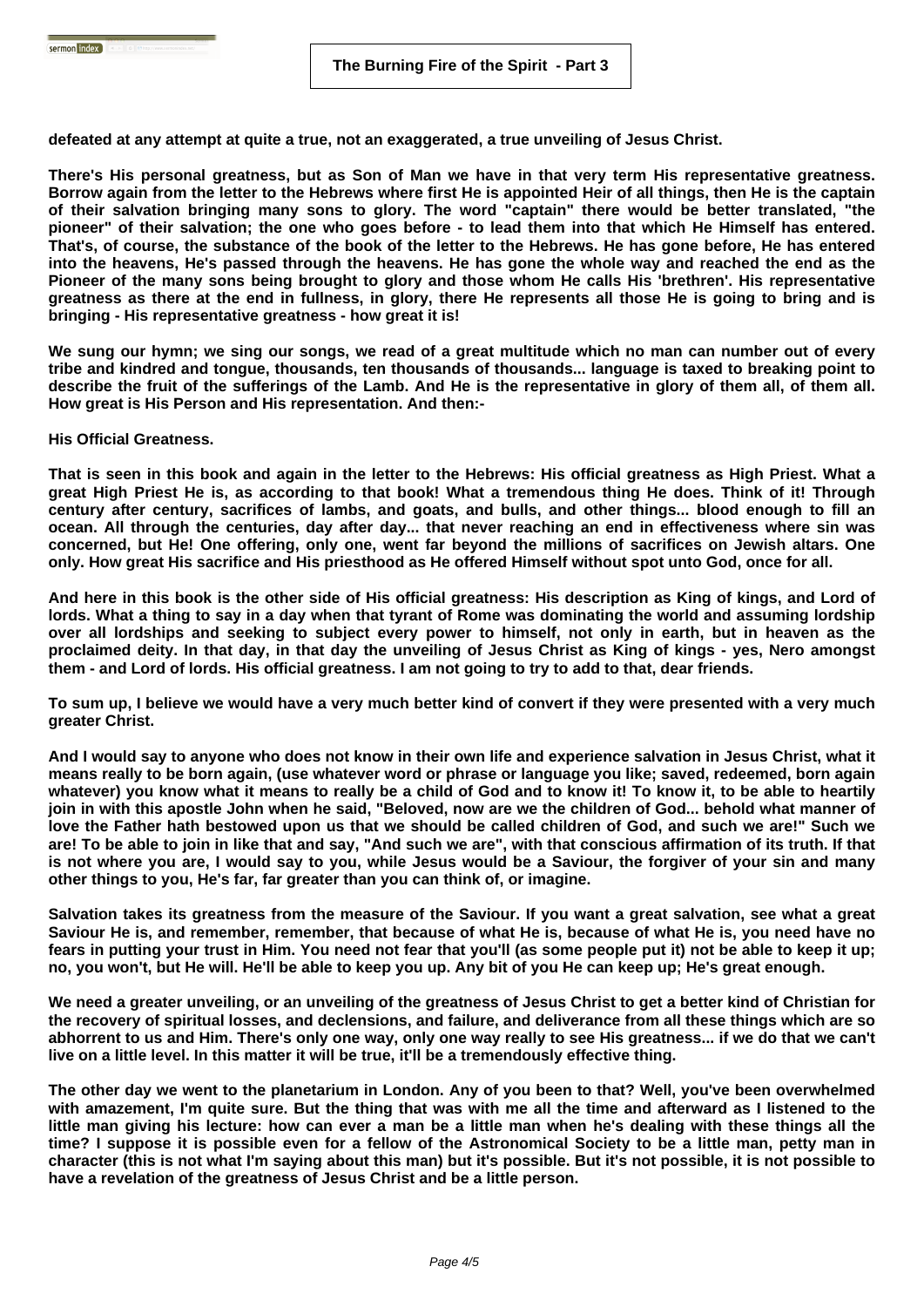defeated at any attempt at quite a true, not an exaggerated, a true unveiling of Jesus Christ.

There's His personal greatness, but as Son of Man we have in that very term His representative greatness. Borrow again from the letter to the Hebrews where first He is appointed Heir of all things, then He is the captain of their salvation bringing many sons to glory. The word "captain" there would be better translated, "the pioneer" of their salvation; the one who goes before - to lead them into that which He Himself has entered. That's, of course, the substance of the book of the letter to the Hebrews. He has gone before, He has entered into the heavens, He's passed through the heavens. He has gone the whole way and reached the end as the Pioneer of the many sons being brought to glory and those whom He calls His 'brethren'. His representative greatness as there at the end in fullness, in glory, there He represents all those He is going to bring and is bringing - His representative greatness - how great it is!

We sung our hymn; we sing our songs, we read of a great multitude which no man can number out of every tribe and kindred and tongue, thousands, ten thousands of thousands... language is taxed to breaking point to describe the fruit of the sufferings of the Lamb. And He is the representative in glory of them all, of them all. How great is His Person and His representation. And then:-

**His Official Greatness.**

That is seen in this book and again in the letter to the Hebrews: His official greatness as High Priest. What a great High Priest He is, as according to that book! What a tremendous thing He does. Think of it! Through century after century, sacrifices of lambs, and goats, and bulls, and other things... blood enough to fill an ocean. All through the centuries, day after day... that never reaching an end in effectiveness where sin was concerned, but He! One offering, only one, went far beyond the millions of sacrifices on Jewish altars. One only. How great His sacrifice and His priesthood as He offered Himself without spot unto God, once for all.

And here in this book is the other side of His official greatness: His description as King of kings, and Lord of lords. What a thing to say in a day when that tyrant of Rome was dominating the world and assuming lordship over all lordships and seeking to subject every power to himself, not only in earth, but in heaven as the proclaimed deity. In that day, in that day the unveiling of Jesus Christ as King of kings - yes, Nero amongst them - and Lord of lords. His official greatness. I am not going to try to add to that, dear friends.

To sum up, I believe we would have a very much better kind of convert if they were presented with a very much greater Christ.

And I would say to anyone who does not know in their own life and experience salvation in Jesus Christ, what it means really to be born again, (use whatever word or phrase or language you like; saved, redeemed, born again whatever) you know what it means to really be a child of God and to know it! To know it, to be able to heartily join in with this apostle John when he said, "Beloved, now are we the children of God... behold what manner of love the Father hath bestowed upon us that we should be called children of God, and such we are!" Such we are! To be able to join in like that and say, "And such we are", with that conscious affirmation of its truth. If that is not where you are, I would say to you, while Jesus would be a Saviour, the forgiver of your sin and many other things to you, He's far, far greater than you can think of, or imagine.

Salvation takes its greatness from the measure of the Saviour. If you want a great salvation, see what a great Saviour He is, and remember, remember, that because of what He is, because of what He is, you need have no fears in putting your trust in Him. You need not fear that you'll (as some people put it) not be able to keep it up; no, you won't, but He will. He'll be able to keep you up. Any bit of you He can keep up; He's great enough.

We need a greater unveiling, or an unveiling of the greatness of Jesus Christ to get a better kind of Christian for the recovery of spiritual losses, and declensions, and failure, and deliverance from all these things which are so abhorrent to us and Him. There's only one way, only one way really to see His greatness... if we do that we can't live on a little level. In this matter it will be true, it'll be a tremendously effective thing.

The other day we went to the planetarium in London. Any of you been to that? Well, you've been overwhelmed with amazement, I'm quite sure. But the thing that was with me all the time and afterward as I listened to the little man giving his lecture: how can ever a man be a little man when he's dealing with these things all the time? I suppose it is possible even for a fellow of the Astronomical Society to be a little man, petty man in character (this is not what I'm saying about this man) but it's possible. But it's not possible, it is not possible to have a revelation of the greatness of Jesus Christ and be a little person.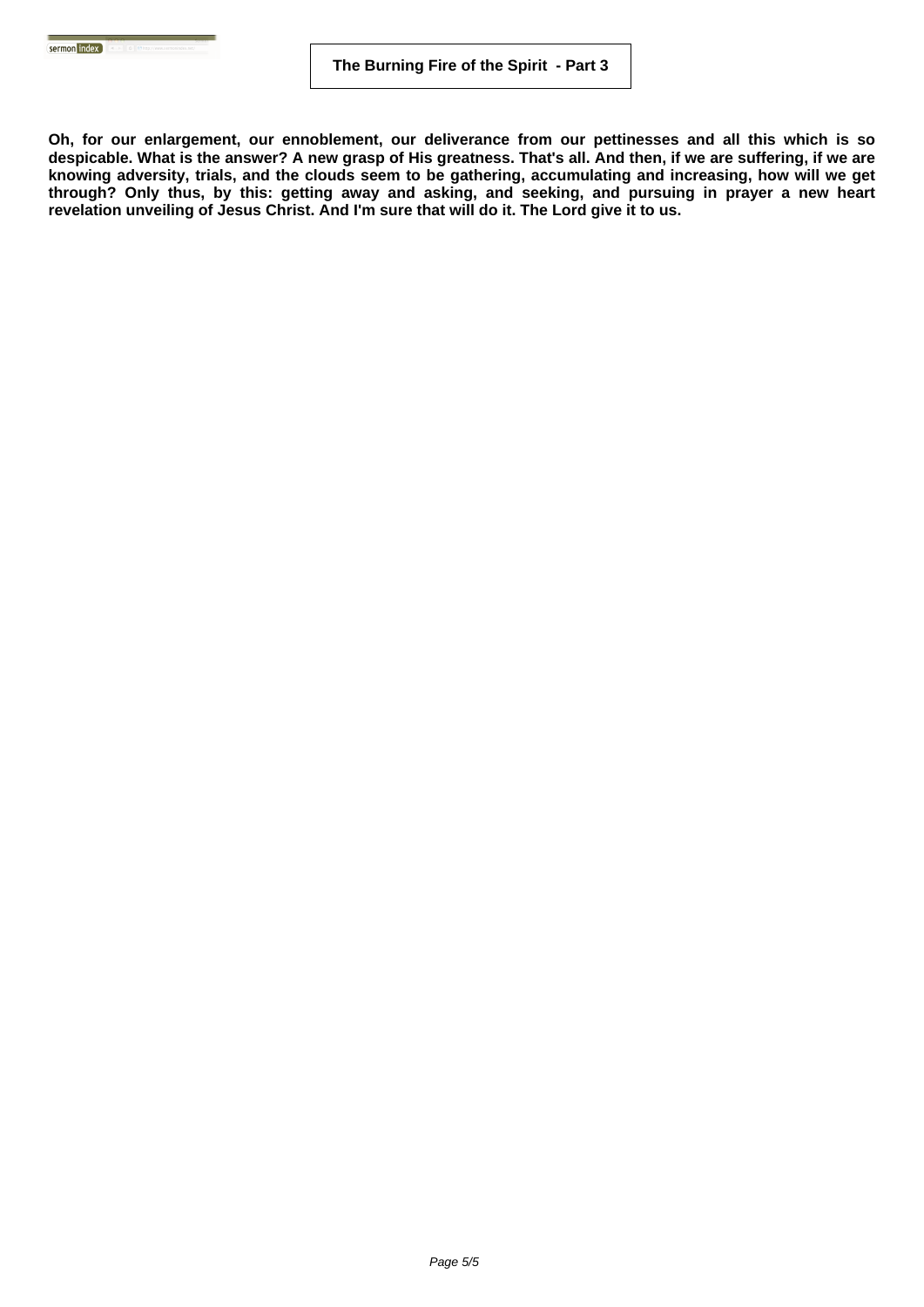**Oh, for our enlargement, our ennoblement, our deliverance from our pettinesses and all this which is so despicable. What is the answer? A new grasp of His greatness. That's all. And then, if we are suffering, if we are knowing adversity, trials, and the clouds seem to be gathering, accumulating and increasing, how will we get through? Only thus, by this: getting away and asking, and seeking, and pursuing in prayer a new heart revelation unveiling of Jesus Christ. And I'm sure that will do it. The Lord give it to us.**